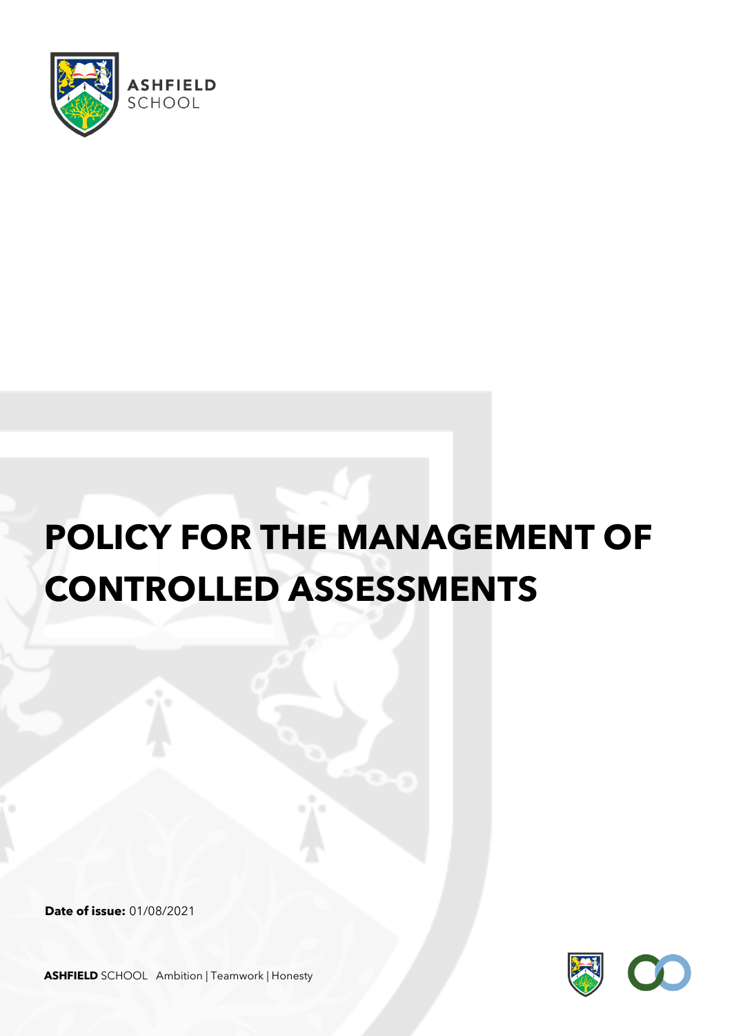ASHFIELD SCHOOL

# POLICY FOR THE MANAGEMENT OF CONTROLLED ASSESSMENTS

**Date of issue:** 01/08/2021

**ASHFIELD** SCHOOL Ambition | Teamwork | Honesty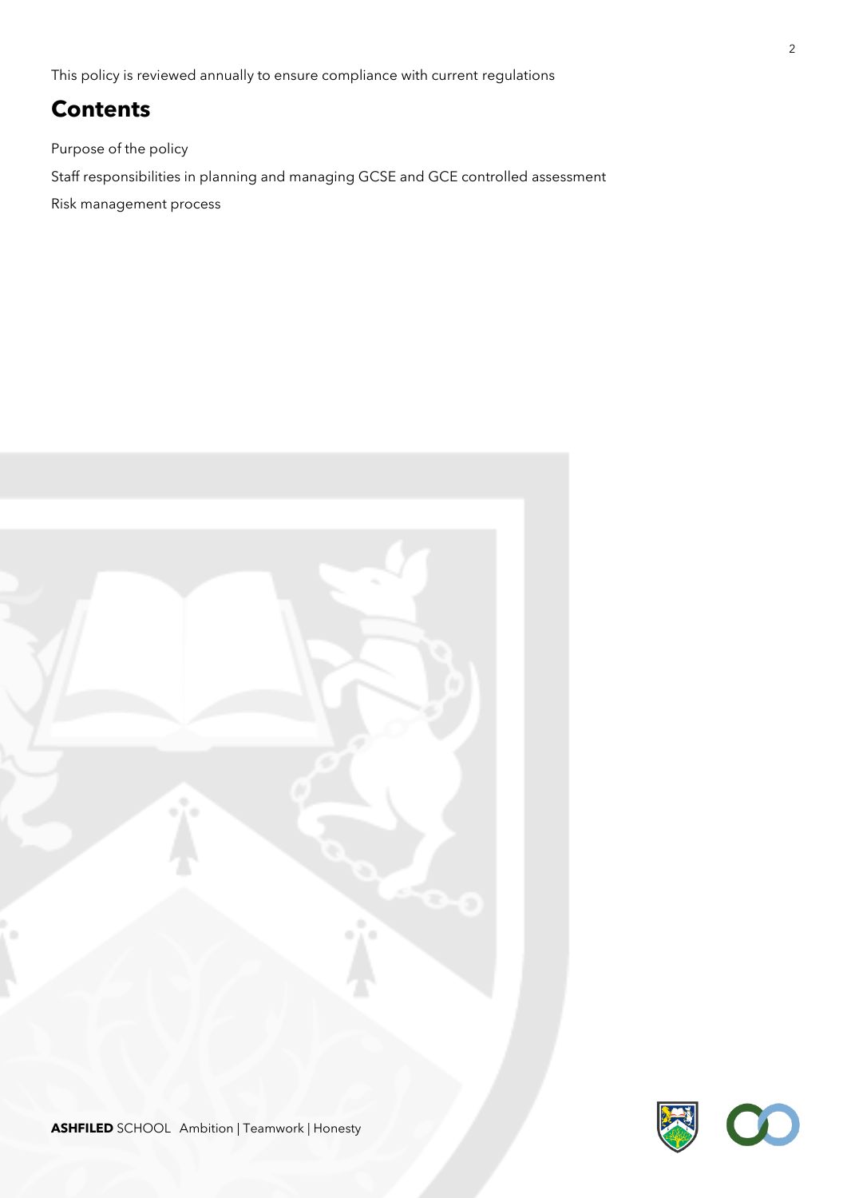This policy is reviewed annually to ensure compliance with current regulations

## Contents

Purpose of the policy

Staff responsibilities in planning and managing GCSE and GCE controlled assessment

Risk management process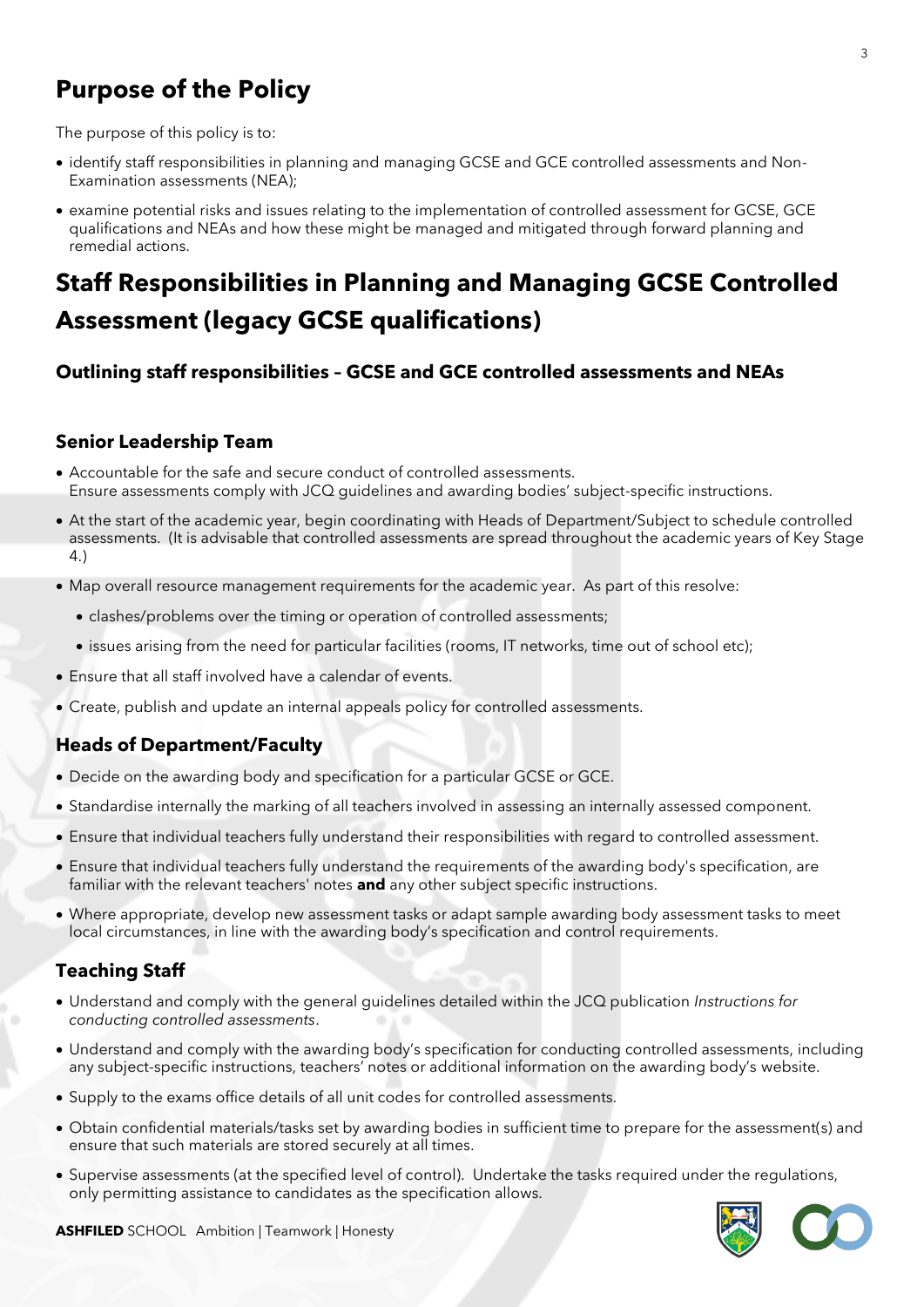# Purpose of the Policy

The purpose of this policy is to:

- identify staff responsibilities in planning and managing GCSE and GCE controlled assessments and Non-Examination assessments (NEA);
- examine potential risks and issues relating to the implementation of controlled assessment for GCSE, GCE qualifications and NEAs and how these might be managed and mitigated through forward planning and remedial actions.

# Staff Responsibilities in Planning and Managing GCSE Controlled Assessment (legacy GCSE qualifications)

### Outlining staff responsibilities – GCSE and GCE controlled assessments and NEAs

### Senior Leadership Team

- Accountable for the safe and secure conduct of controlled assessments.
  Ensure assessments comply with JCQ guidelines and awarding bodies' subject-specific instructions.
- At the start of the academic year, begin coordinating with Heads of Department/Subject to schedule controlled assessments. (It is advisable that controlled assessments are spread throughout the academic years of Key Stage 4.)
- Map overall resource management requirements for the academic year. As part of this resolve:
  - clashes/problems over the timing or operation of controlled assessments;
  - issues arising from the need for particular facilities (rooms, IT networks, time out of school etc);
- Ensure that all staff involved have a calendar of events.
- Create, publish and update an internal appeals policy for controlled assessments.

### Heads of Department/Faculty

- Decide on the awarding body and specification for a particular GCSE or GCE.
- Standardise internally the marking of all teachers involved in assessing an internally assessed component.
- Ensure that individual teachers fully understand their responsibilities with regard to controlled assessment.
- Ensure that individual teachers fully understand the requirements of the awarding body's specification, are familiar with the relevant teachers' notes **and** any other subject specific instructions.
- Where appropriate, develop new assessment tasks or adapt sample awarding body assessment tasks to meet local circumstances, in line with the awarding body's specification and control requirements.

### Teaching Staff

- Understand and comply with the general guidelines detailed within the JCQ publication *Instructions for conducting controlled assessments*.
- Understand and comply with the awarding body's specification for conducting controlled assessments, including any subject-specific instructions, teachers' notes or additional information on the awarding body's website.
- Supply to the exams office details of all unit codes for controlled assessments.
- Obtain confidential materials/tasks set by awarding bodies in sufficient time to prepare for the assessment(s) and ensure that such materials are stored securely at all times.
- Supervise assessments (at the specified level of control). Undertake the tasks required under the regulations, only permitting assistance to candidates as the specification allows.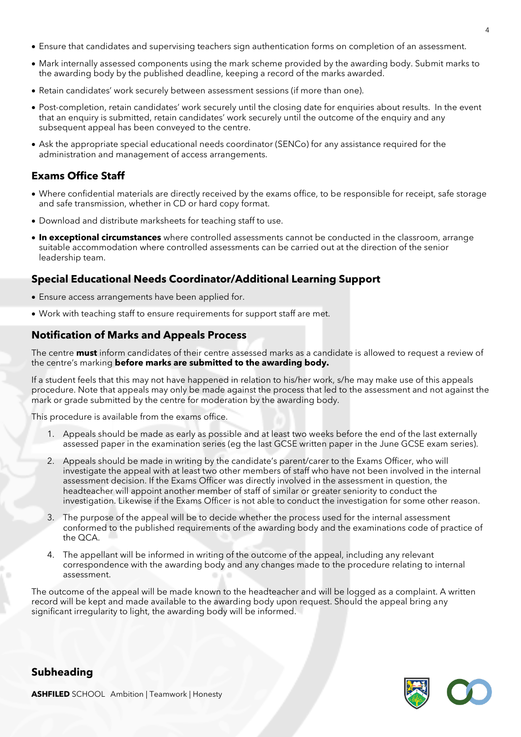- Ensure that candidates and supervising teachers sign authentication forms on completion of an assessment.
- Mark internally assessed components using the mark scheme provided by the awarding body. Submit marks to the awarding body by the published deadline, keeping a record of the marks awarded.
- Retain candidates' work securely between assessment sessions (if more than one).
- Post-completion, retain candidates' work securely until the closing date for enquiries about results. In the event that an enquiry is submitted, retain candidates' work securely until the outcome of the enquiry and any subsequent appeal has been conveyed to the centre.
- Ask the appropriate special educational needs coordinator (SENCo) for any assistance required for the administration and management of access arrangements.

## Exams Office Staff

- Where confidential materials are directly received by the exams office, to be responsible for receipt, safe storage and safe transmission, whether in CD or hard copy format.
- Download and distribute marksheets for teaching staff to use.
- **In exceptional circumstances** where controlled assessments cannot be conducted in the classroom, arrange suitable accommodation where controlled assessments can be carried out at the direction of the senior leadership team.

## Special Educational Needs Coordinator/Additional Learning Support

- Ensure access arrangements have been applied for.
- Work with teaching staff to ensure requirements for support staff are met.

## Notification of Marks and Appeals Process

The centre **must** inform candidates of their centre assessed marks as a candidate is allowed to request a review of the centre's marking **before marks are submitted to the awarding body.**

If a student feels that this may not have happened in relation to his/her work, s/he may make use of this appeals procedure. Note that appeals may only be made against the process that led to the assessment and not against the mark or grade submitted by the centre for moderation by the awarding body.

This procedure is available from the exams office.

1. Appeals should be made as early as possible and at least two weeks before the end of the last externally assessed paper in the examination series (eg the last GCSE written paper in the June GCSE exam series).
2. Appeals should be made in writing by the candidate's parent/carer to the Exams Officer, who will investigate the appeal with at least two other members of staff who have not been involved in the internal assessment decision. If the Exams Officer was directly involved in the assessment in question, the headteacher will appoint another member of staff of similar or greater seniority to conduct the investigation. Likewise if the Exams Officer is not able to conduct the investigation for some other reason.
3. The purpose of the appeal will be to decide whether the process used for the internal assessment conformed to the published requirements of the awarding body and the examinations code of practice of the QCA.
4. The appellant will be informed in writing of the outcome of the appeal, including any relevant correspondence with the awarding body and any changes made to the procedure relating to internal assessment.

The outcome of the appeal will be made known to the headteacher and will be logged as a complaint. A written record will be kept and made available to the awarding body upon request. Should the appeal bring any significant irregularity to light, the awarding body will be informed.

## Subheading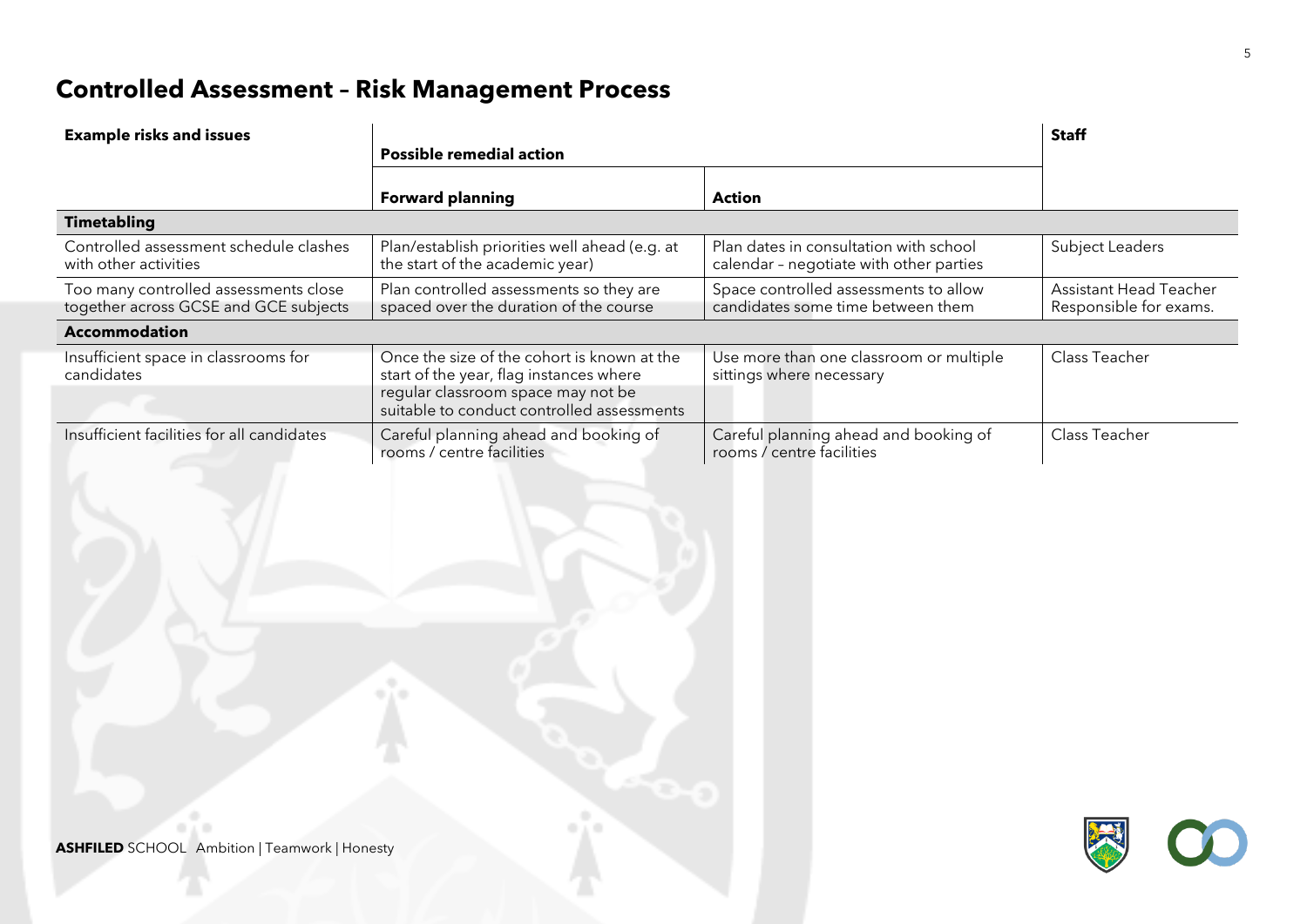# Controlled Assessment – Risk Management Process

| Example risks and issues | Possible remedial action | | Staff |
|---|---|---|---|
| | **Forward planning** | **Action** | |
| **Timetabling** | | | |
| Controlled assessment schedule clashes with other activities | Plan/establish priorities well ahead (e.g. at the start of the academic year) | Plan dates in consultation with school calendar – negotiate with other parties | Subject Leaders |
| Too many controlled assessments close together across GCSE and GCE subjects | Plan controlled assessments so they are spaced over the duration of the course | Space controlled assessments to allow candidates some time between them | Assistant Head Teacher Responsible for exams. |
| **Accommodation** | | | |
| Insufficient space in classrooms for candidates | Once the size of the cohort is known at the start of the year, flag instances where regular classroom space may not be suitable to conduct controlled assessments | Use more than one classroom or multiple sittings where necessary | Class Teacher |
| Insufficient facilities for all candidates | Careful planning ahead and booking of rooms / centre facilities | Careful planning ahead and booking of rooms / centre facilities | Class Teacher |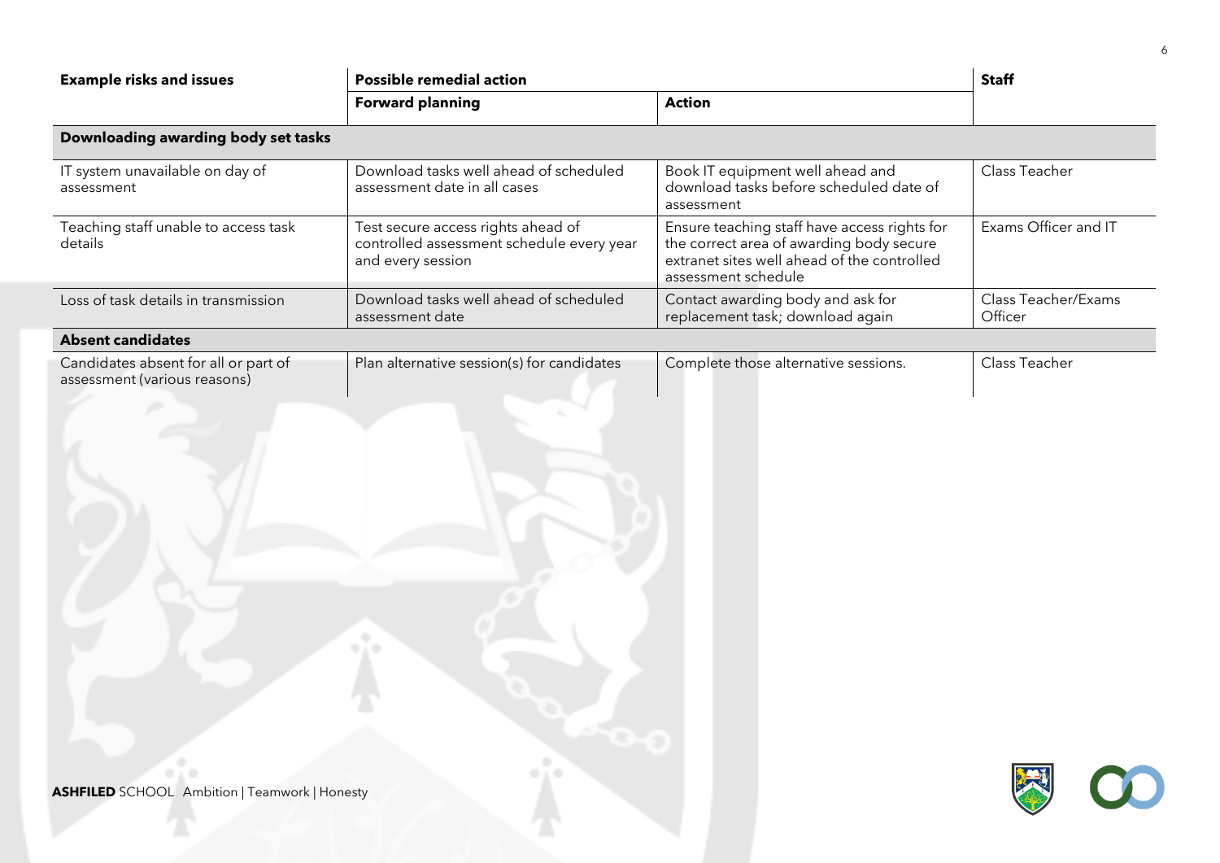| Example risks and issues | Possible remedial action | | Staff |
|---|---|---|---|
| | **Forward planning** | **Action** | |
| **Downloading awarding body set tasks** | | | |
| IT system unavailable on day of assessment | Download tasks well ahead of scheduled assessment date in all cases | Book IT equipment well ahead and download tasks before scheduled date of assessment | Class Teacher |
| Teaching staff unable to access task details | Test secure access rights ahead of controlled assessment schedule every year and every session | Ensure teaching staff have access rights for the correct area of awarding body secure extranet sites well ahead of the controlled assessment schedule | Exams Officer and IT |
| Loss of task details in transmission | Download tasks well ahead of scheduled assessment date | Contact awarding body and ask for replacement task; download again | Class Teacher/Exams Officer |
| **Absent candidates** | | | |
| Candidates absent for all or part of assessment (various reasons) | Plan alternative session(s) for candidates | Complete those alternative sessions. | Class Teacher |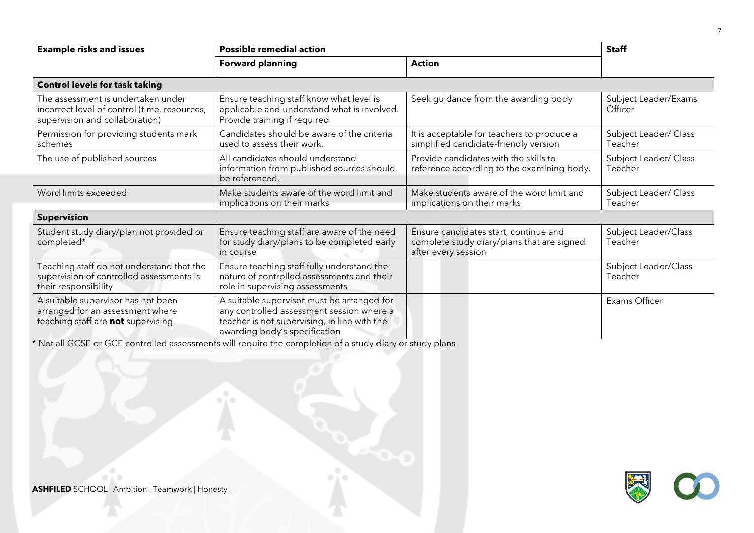| Example risks and issues | Possible remedial action | | Staff |
|---|---|---|---|
| | **Forward planning** | **Action** | |
| **Control levels for task taking** | | | |
| The assessment is undertaken under incorrect level of control (time, resources, supervision and collaboration) | Ensure teaching staff know what level is applicable and understand what is involved. Provide training if required | Seek guidance from the awarding body | Subject Leader/Exams Officer |
| Permission for providing students mark schemes | Candidates should be aware of the criteria used to assess their work. | It is acceptable for teachers to produce a simplified candidate-friendly version | Subject Leader/ Class Teacher |
| The use of published sources | All candidates should understand information from published sources should be referenced. | Provide candidates with the skills to reference according to the examining body. | Subject Leader/ Class Teacher |
| Word limits exceeded | Make students aware of the word limit and implications on their marks | Make students aware of the word limit and implications on their marks | Subject Leader/ Class Teacher |
| **Supervision** | | | |
| Student study diary/plan not provided or completed* | Ensure teaching staff are aware of the need for study diary/plans to be completed early in course | Ensure candidates start, continue and complete study diary/plans that are signed after every session | Subject Leader/Class Teacher |
| Teaching staff do not understand that the supervision of controlled assessments is their responsibility | Ensure teaching staff fully understand the nature of controlled assessments and their role in supervising assessments | | Subject Leader/Class Teacher |
| A suitable supervisor has not been arranged for an assessment where teaching staff are **not** supervising | A suitable supervisor must be arranged for any controlled assessment session where a teacher is not supervising, in line with the awarding body's specification | | Exams Officer |

* Not all GCSE or GCE controlled assessments will require the completion of a study diary or study plans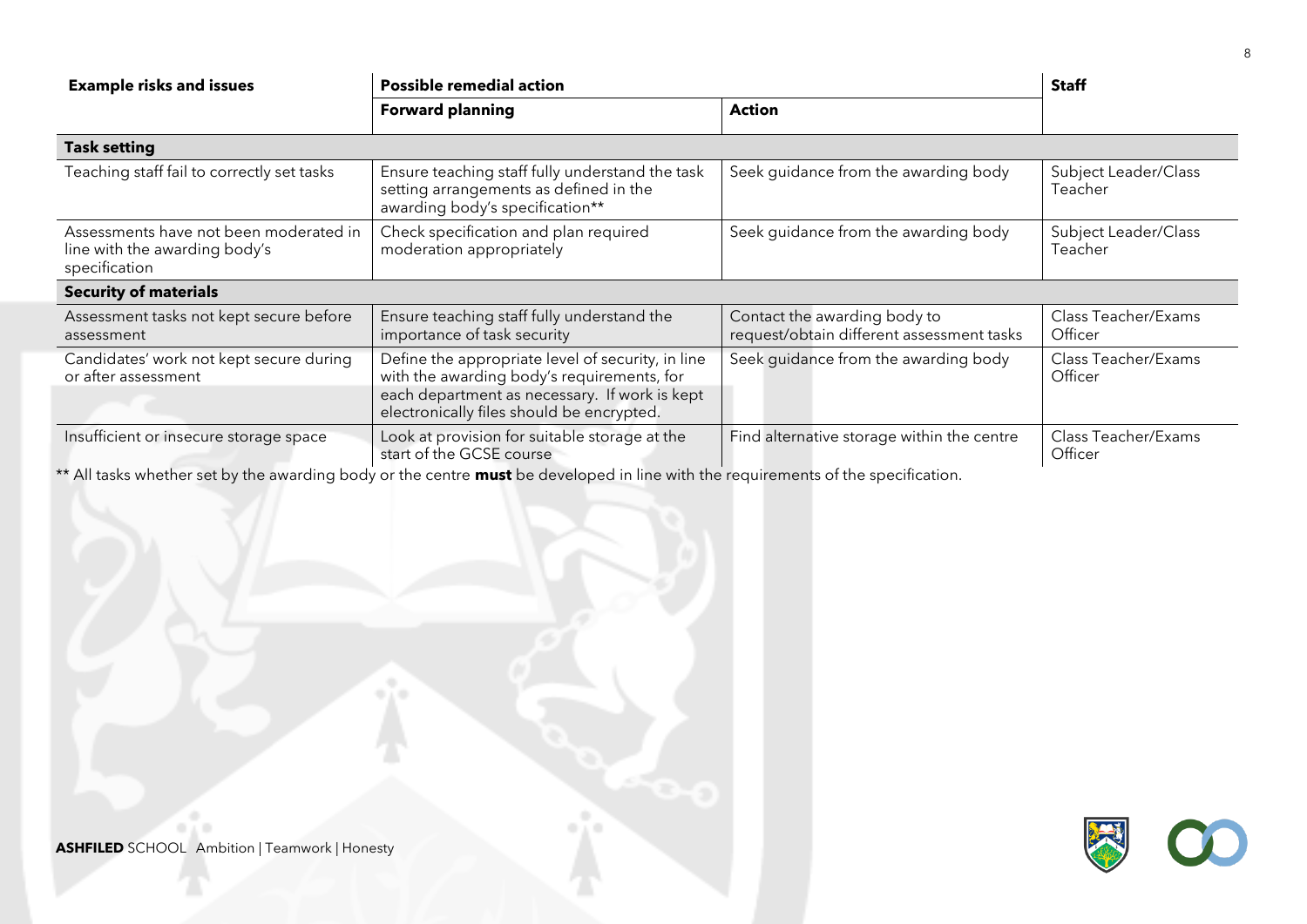| Example risks and issues | Possible remedial action | | Staff |
|---|---|---|---|
| | **Forward planning** | **Action** | |
| **Task setting** | | | |
| Teaching staff fail to correctly set tasks | Ensure teaching staff fully understand the task setting arrangements as defined in the awarding body's specification** | Seek guidance from the awarding body | Subject Leader/Class Teacher |
| Assessments have not been moderated in line with the awarding body's specification | Check specification and plan required moderation appropriately | Seek guidance from the awarding body | Subject Leader/Class Teacher |
| **Security of materials** | | | |
| Assessment tasks not kept secure before assessment | Ensure teaching staff fully understand the importance of task security | Contact the awarding body to request/obtain different assessment tasks | Class Teacher/Exams Officer |
| Candidates' work not kept secure during or after assessment | Define the appropriate level of security, in line with the awarding body's requirements, for each department as necessary. If work is kept electronically files should be encrypted. | Seek guidance from the awarding body | Class Teacher/Exams Officer |
| Insufficient or insecure storage space | Look at provision for suitable storage at the start of the GCSE course | Find alternative storage within the centre | Class Teacher/Exams Officer |

** All tasks whether set by the awarding body or the centre **must** be developed in line with the requirements of the specification.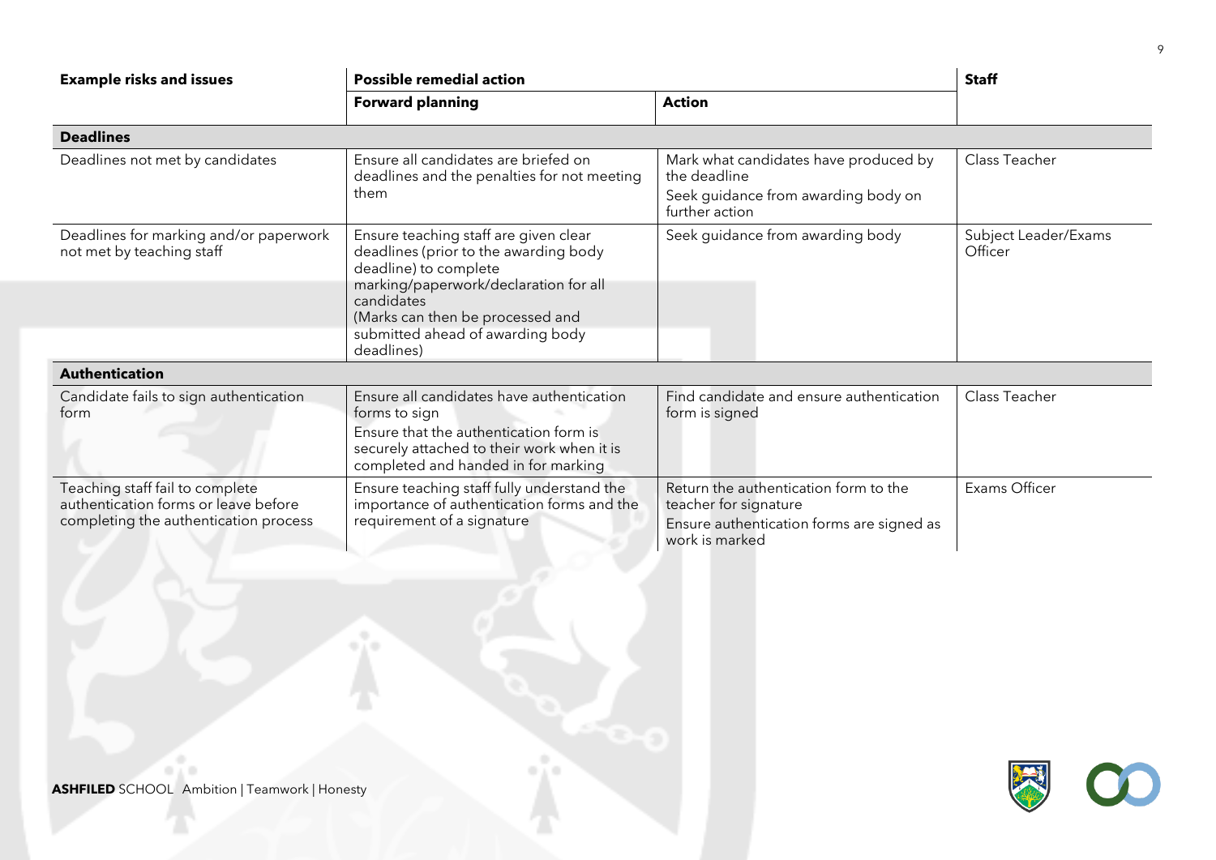| Example risks and issues | Possible remedial action | | Staff |
|---|---|---|---|
| | **Forward planning** | **Action** | |
| **Deadlines** | | | |
| Deadlines not met by candidates | Ensure all candidates are briefed on deadlines and the penalties for not meeting them | Mark what candidates have produced by the deadline<br>Seek guidance from awarding body on further action | Class Teacher |
| Deadlines for marking and/or paperwork not met by teaching staff | Ensure teaching staff are given clear deadlines (prior to the awarding body deadline) to complete marking/paperwork/declaration for all candidates<br>(Marks can then be processed and submitted ahead of awarding body deadlines) | Seek guidance from awarding body | Subject Leader/Exams Officer |
| **Authentication** | | | |
| Candidate fails to sign authentication form | Ensure all candidates have authentication forms to sign<br>Ensure that the authentication form is securely attached to their work when it is completed and handed in for marking | Find candidate and ensure authentication form is signed | Class Teacher |
| Teaching staff fail to complete authentication forms or leave before completing the authentication process | Ensure teaching staff fully understand the importance of authentication forms and the requirement of a signature | Return the authentication form to the teacher for signature<br>Ensure authentication forms are signed as work is marked | Exams Officer |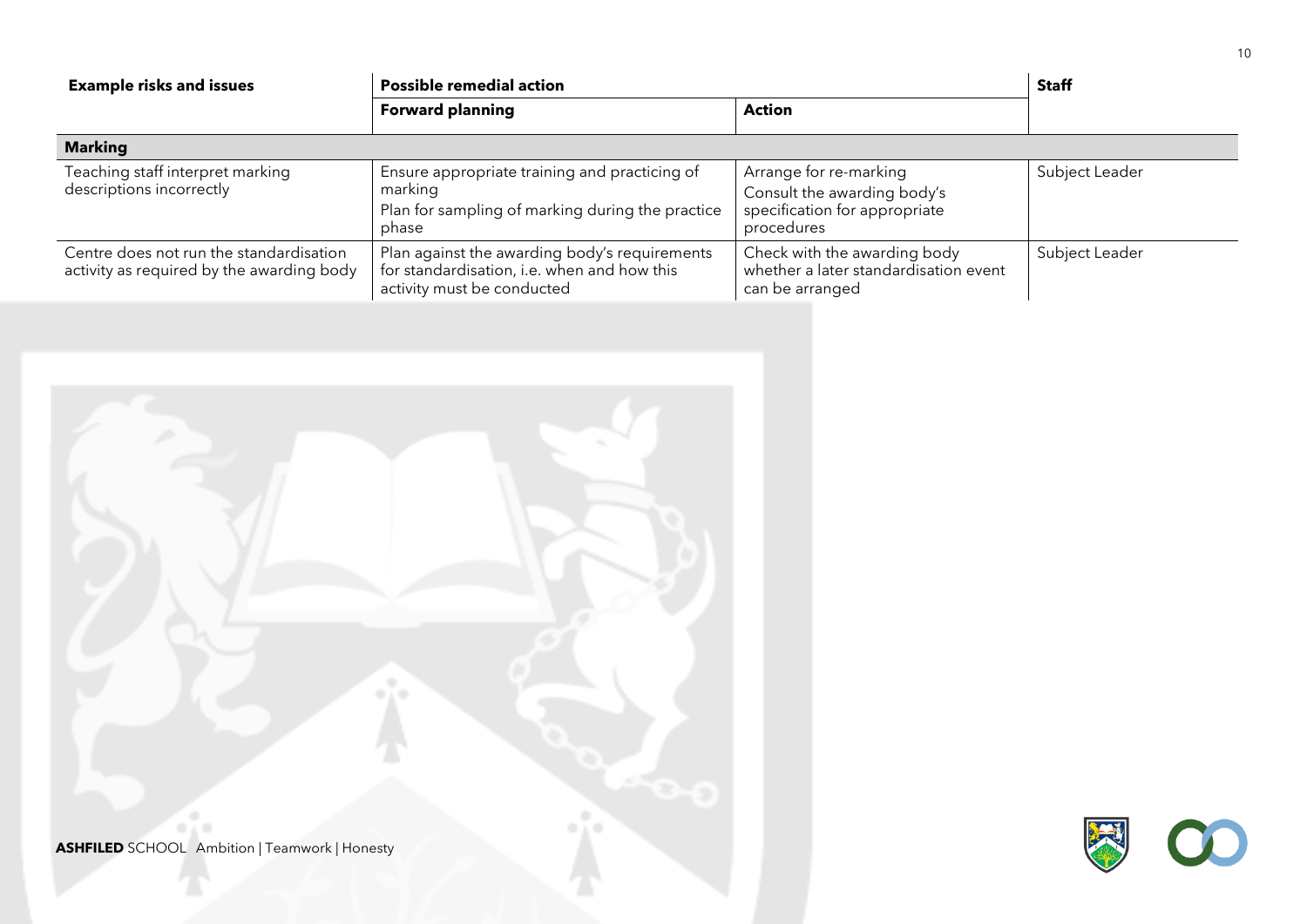| Example risks and issues | Possible remedial action | | Staff |
|---|---|---|---|
| | **Forward planning** | **Action** | |
| **Marking** | | | |
| Teaching staff interpret marking descriptions incorrectly | Ensure appropriate training and practicing of marking<br>Plan for sampling of marking during the practice phase | Arrange for re-marking<br>Consult the awarding body's specification for appropriate procedures | Subject Leader |
| Centre does not run the standardisation activity as required by the awarding body | Plan against the awarding body's requirements for standardisation, i.e. when and how this activity must be conducted | Check with the awarding body whether a later standardisation event can be arranged | Subject Leader |